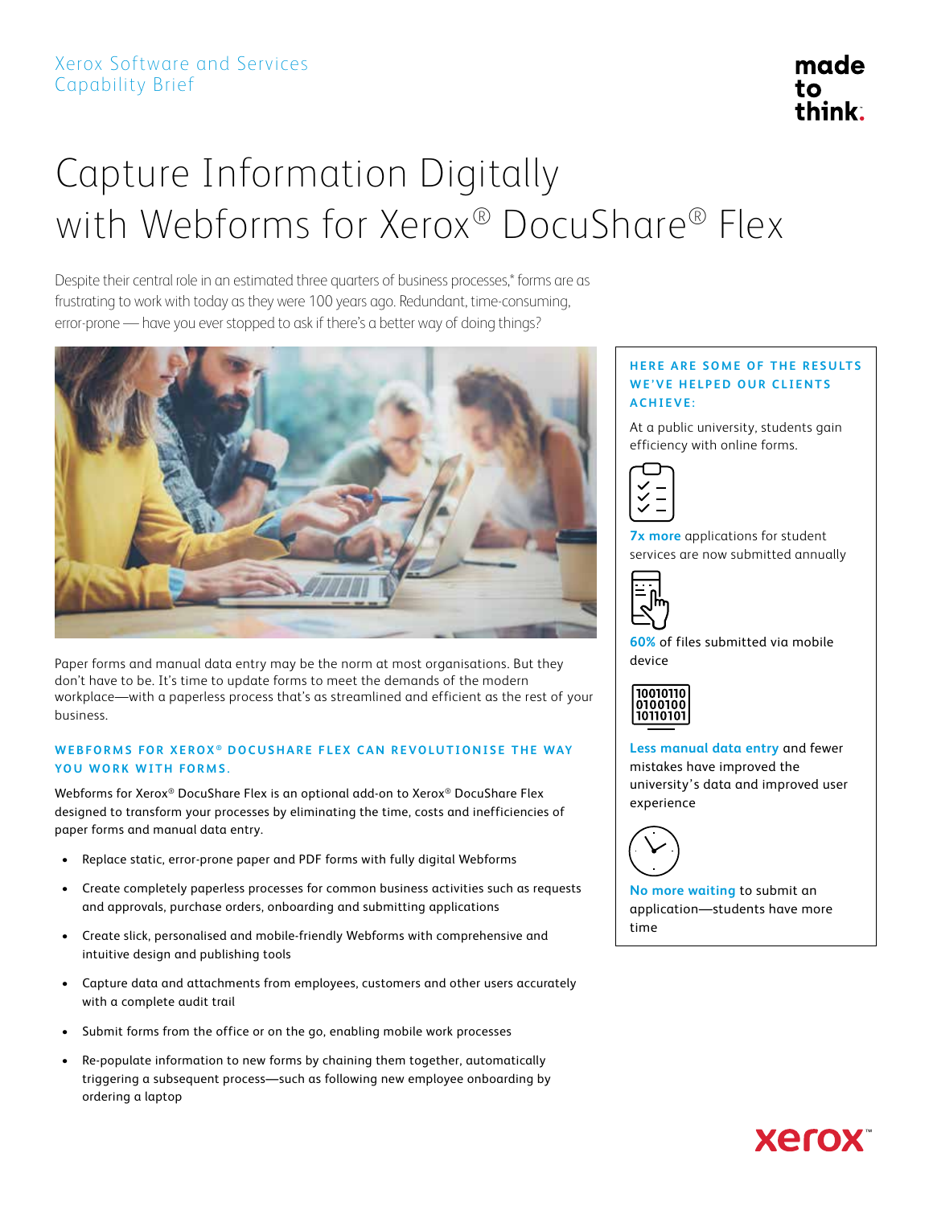Xerox Software and Services
Capability Brief

# Capture Information Digitally with Webforms for Xerox® DocuShare® Flex

Despite their central role in an estimated three quarters of business processes,* forms are as frustrating to work with today as they were 100 years ago. Redundant, time-consuming, error-prone — have you ever stopped to ask if there's a better way of doing things?

Paper forms and manual data entry may be the norm at most organisations. But they don't have to be. It's time to update forms to meet the demands of the modern workplace—with a paperless process that's as streamlined and efficient as the rest of your business.

### WEBFORMS FOR XEROX® DOCUSHARE FLEX CAN REVOLUTIONISE THE WAY YOU WORK WITH FORMS.

Webforms for Xerox® DocuShare Flex is an optional add-on to Xerox® DocuShare Flex designed to transform your processes by eliminating the time, costs and inefficiencies of paper forms and manual data entry.

- Replace static, error-prone paper and PDF forms with fully digital Webforms
- Create completely paperless processes for common business activities such as requests and approvals, purchase orders, onboarding and submitting applications
- Create slick, personalised and mobile-friendly Webforms with comprehensive and intuitive design and publishing tools
- Capture data and attachments from employees, customers and other users accurately with a complete audit trail
- Submit forms from the office or on the go, enabling mobile work processes
- Re-populate information to new forms by chaining them together, automatically triggering a subsequent process—such as following new employee onboarding by ordering a laptop

### HERE ARE SOME OF THE RESULTS WE'VE HELPED OUR CLIENTS ACHIEVE:

At a public university, students gain efficiency with online forms.

**7x more** applications for student services are now submitted annually

**60%** of files submitted via mobile device

**Less manual data entry** and fewer mistakes have improved the university's data and improved user experience

**No more waiting** to submit an application—students have more time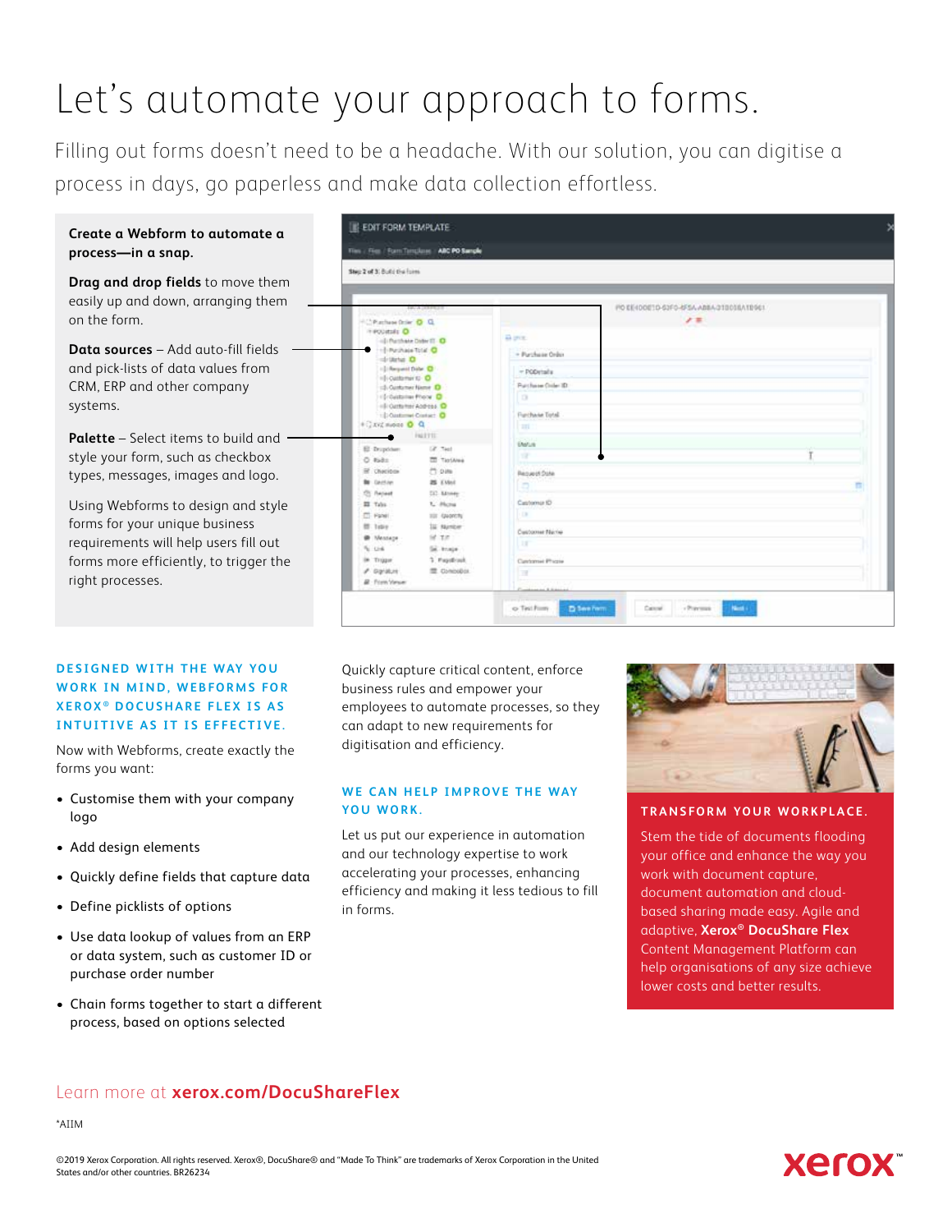# Let's automate your approach to forms.

Filling out forms doesn't need to be a headache. With our solution, you can digitise a process in days, go paperless and make data collection effortless.

**Create a Webform to automate a process—in a snap.**

**Drag and drop fields** to move them easily up and down, arranging them on the form.

**Data sources** – Add auto-fill fields and pick-lists of data values from CRM, ERP and other company systems.

**Palette** – Select items to build and style your form, such as checkbox types, messages, images and logo.

Using Webforms to design and style forms for your unique business requirements will help users fill out forms more efficiently, to trigger the right processes.

## DESIGNED WITH THE WAY YOU WORK IN MIND, WEBFORMS FOR XEROX® DOCUSHARE FLEX IS AS INTUITIVE AS IT IS EFFECTIVE.

Now with Webforms, create exactly the forms you want:

- Customise them with your company logo
- Add design elements
- Quickly define fields that capture data
- Define picklists of options
- Use data lookup of values from an ERP or data system, such as customer ID or purchase order number
- Chain forms together to start a different process, based on options selected

Quickly capture critical content, enforce business rules and empower your employees to automate processes, so they can adapt to new requirements for digitisation and efficiency.

## WE CAN HELP IMPROVE THE WAY YOU WORK.

Let us put our experience in automation and our technology expertise to work accelerating your processes, enhancing efficiency and making it less tedious to fill in forms.

## TRANSFORM YOUR WORKPLACE.

Stem the tide of documents flooding your office and enhance the way you work with document capture, document automation and cloud-based sharing made easy. Agile and adaptive, **Xerox® DocuShare Flex** Content Management Platform can help organisations of any size achieve lower costs and better results.

Learn more at **xerox.com/DocuShareFlex**

*AIIM

©2019 Xerox Corporation. All rights reserved. Xerox®, DocuShare® and "Made To Think" are trademarks of Xerox Corporation in the United States and/or other countries. BR26234